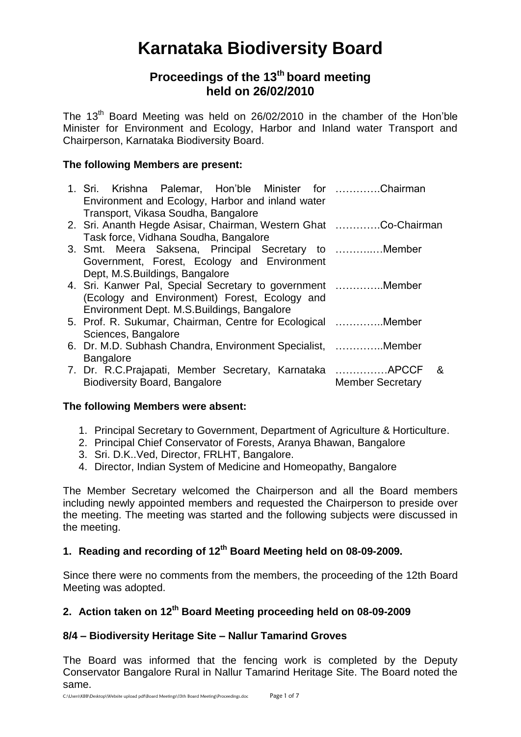# Karnataka Biodiversity Board

## Proceedings of the 13th board meeting held on 26/02/2010

The 13th Board Meeting was held on 26/02/2010 in the chamber of the Hon'ble Minister for Environment and Ecology, Harbor and Inland water Transport and Chairperson, Karnataka Biodiversity Board.

**The following Members are present:**

1. Sri. Krishna Palemar, Hon'ble Minister for Environment and Ecology, Harbor and inland water Transport, Vikasa Soudha, Bangalore ………….Chairman
2. Sri. Ananth Hegde Asisar, Chairman, Western Ghat Task force, Vidhana Soudha, Bangalore ………….Co-Chairman
3. Smt. Meera Saksena, Principal Secretary to Government, Forest, Ecology and Environment Dept, M.S.Buildings, Bangalore ………..…Member
4. Sri. Kanwer Pal, Special Secretary to government (Ecology and Environment) Forest, Ecology and Environment Dept. M.S.Buildings, Bangalore …………..Member
5. Prof. R. Sukumar, Chairman, Centre for Ecological Sciences, Bangalore …………..Member
6. Dr. M.D. Subhash Chandra, Environment Specialist, Bangalore …………..Member
7. Dr. R.C.Prajapati, Member Secretary, Karnataka Biodiversity Board, Bangalore ……………APCCF & Member Secretary

**The following Members were absent:**

1. Principal Secretary to Government, Department of Agriculture & Horticulture.
2. Principal Chief Conservator of Forests, Aranya Bhawan, Bangalore
3. Sri. D.K..Ved, Director, FRLHT, Bangalore.
4. Director, Indian System of Medicine and Homeopathy, Bangalore

The Member Secretary welcomed the Chairperson and all the Board members including newly appointed members and requested the Chairperson to preside over the meeting. The meeting was started and the following subjects were discussed in the meeting.

### 1. Reading and recording of 12th Board Meeting held on 08-09-2009.

Since there were no comments from the members, the proceeding of the 12th Board Meeting was adopted.

### 2. Action taken on 12th Board Meeting proceeding held on 08-09-2009

### 8/4 – Biodiversity Heritage Site – Nallur Tamarind Groves

The Board was informed that the fencing work is completed by the Deputy Conservator Bangalore Rural in Nallur Tamarind Heritage Site. The Board noted the same.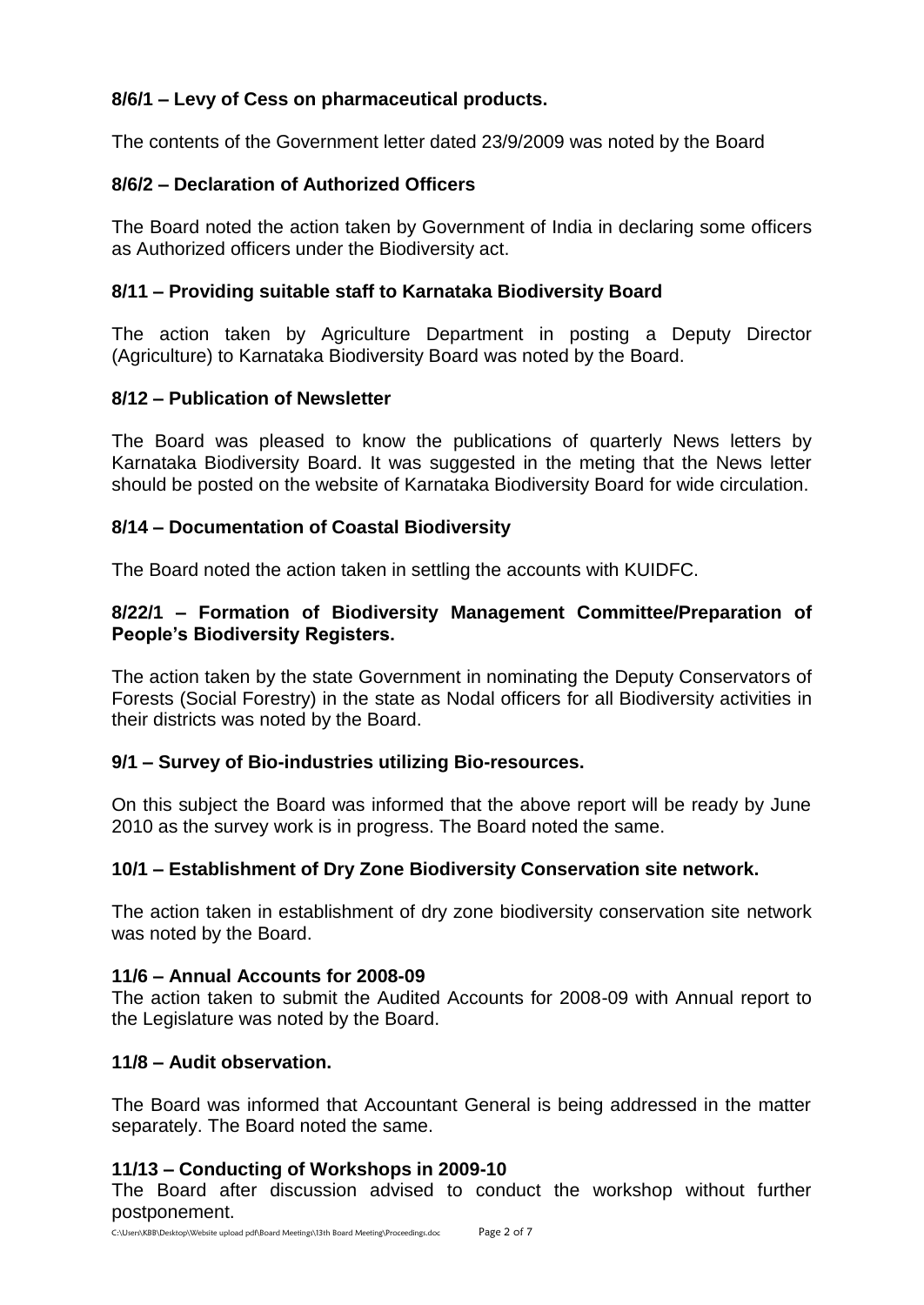### 8/6/1 – Levy of Cess on pharmaceutical products.

The contents of the Government letter dated 23/9/2009 was noted by the Board

### 8/6/2 – Declaration of Authorized Officers

The Board noted the action taken by Government of India in declaring some officers as Authorized officers under the Biodiversity act.

### 8/11 – Providing suitable staff to Karnataka Biodiversity Board

The action taken by Agriculture Department in posting a Deputy Director (Agriculture) to Karnataka Biodiversity Board was noted by the Board.

### 8/12 – Publication of Newsletter

The Board was pleased to know the publications of quarterly News letters by Karnataka Biodiversity Board. It was suggested in the meting that the News letter should be posted on the website of Karnataka Biodiversity Board for wide circulation.

### 8/14 – Documentation of Coastal Biodiversity

The Board noted the action taken in settling the accounts with KUIDFC.

### 8/22/1 – Formation of Biodiversity Management Committee/Preparation of People's Biodiversity Registers.

The action taken by the state Government in nominating the Deputy Conservators of Forests (Social Forestry) in the state as Nodal officers for all Biodiversity activities in their districts was noted by the Board.

### 9/1 – Survey of Bio-industries utilizing Bio-resources.

On this subject the Board was informed that the above report will be ready by June 2010 as the survey work is in progress. The Board noted the same.

### 10/1 – Establishment of Dry Zone Biodiversity Conservation site network.

The action taken in establishment of dry zone biodiversity conservation site network was noted by the Board.

### 11/6 – Annual Accounts for 2008-09

The action taken to submit the Audited Accounts for 2008-09 with Annual report to the Legislature was noted by the Board.

### 11/8 – Audit observation.

The Board was informed that Accountant General is being addressed in the matter separately. The Board noted the same.

### 11/13 – Conducting of Workshops in 2009-10

The Board after discussion advised to conduct the workshop without further postponement.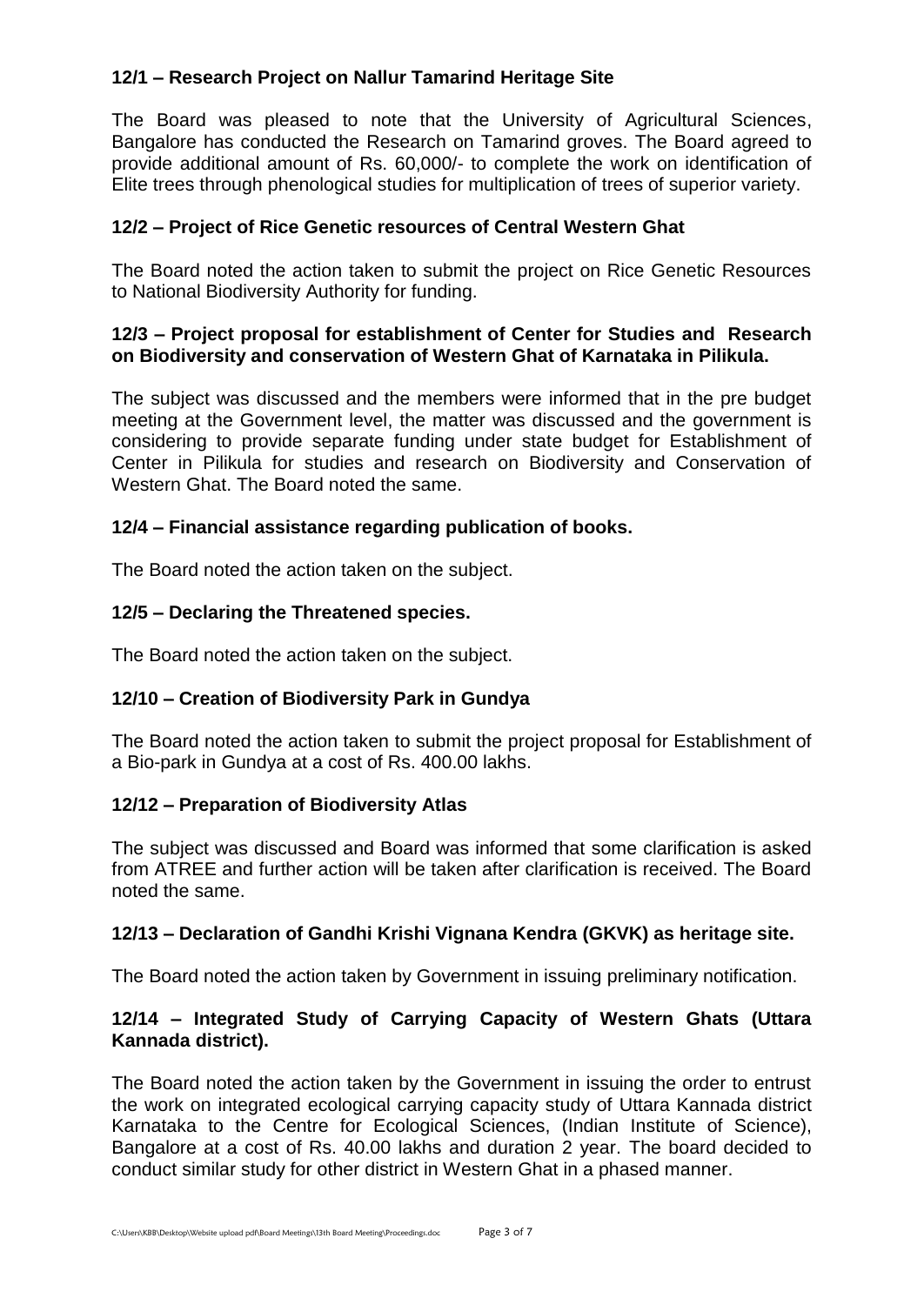**12/1 – Research Project on Nallur Tamarind Heritage Site**

The Board was pleased to note that the University of Agricultural Sciences, Bangalore has conducted the Research on Tamarind groves. The Board agreed to provide additional amount of Rs. 60,000/- to complete the work on identification of Elite trees through phenological studies for multiplication of trees of superior variety.

**12/2 – Project of Rice Genetic resources of Central Western Ghat**

The Board noted the action taken to submit the project on Rice Genetic Resources to National Biodiversity Authority for funding.

**12/3 – Project proposal for establishment of Center for Studies and Research on Biodiversity and conservation of Western Ghat of Karnataka in Pilikula.**

The subject was discussed and the members were informed that in the pre budget meeting at the Government level, the matter was discussed and the government is considering to provide separate funding under state budget for Establishment of Center in Pilikula for studies and research on Biodiversity and Conservation of Western Ghat. The Board noted the same.

**12/4 – Financial assistance regarding publication of books.**

The Board noted the action taken on the subject.

**12/5 – Declaring the Threatened species.**

The Board noted the action taken on the subject.

**12/10 – Creation of Biodiversity Park in Gundya**

The Board noted the action taken to submit the project proposal for Establishment of a Bio-park in Gundya at a cost of Rs. 400.00 lakhs.

**12/12 – Preparation of Biodiversity Atlas**

The subject was discussed and Board was informed that some clarification is asked from ATREE and further action will be taken after clarification is received. The Board noted the same.

**12/13 – Declaration of Gandhi Krishi Vignana Kendra (GKVK) as heritage site.**

The Board noted the action taken by Government in issuing preliminary notification.

**12/14 – Integrated Study of Carrying Capacity of Western Ghats (Uttara Kannada district).**

The Board noted the action taken by the Government in issuing the order to entrust the work on integrated ecological carrying capacity study of Uttara Kannada district Karnataka to the Centre for Ecological Sciences, (Indian Institute of Science), Bangalore at a cost of Rs. 40.00 lakhs and duration 2 year. The board decided to conduct similar study for other district in Western Ghat in a phased manner.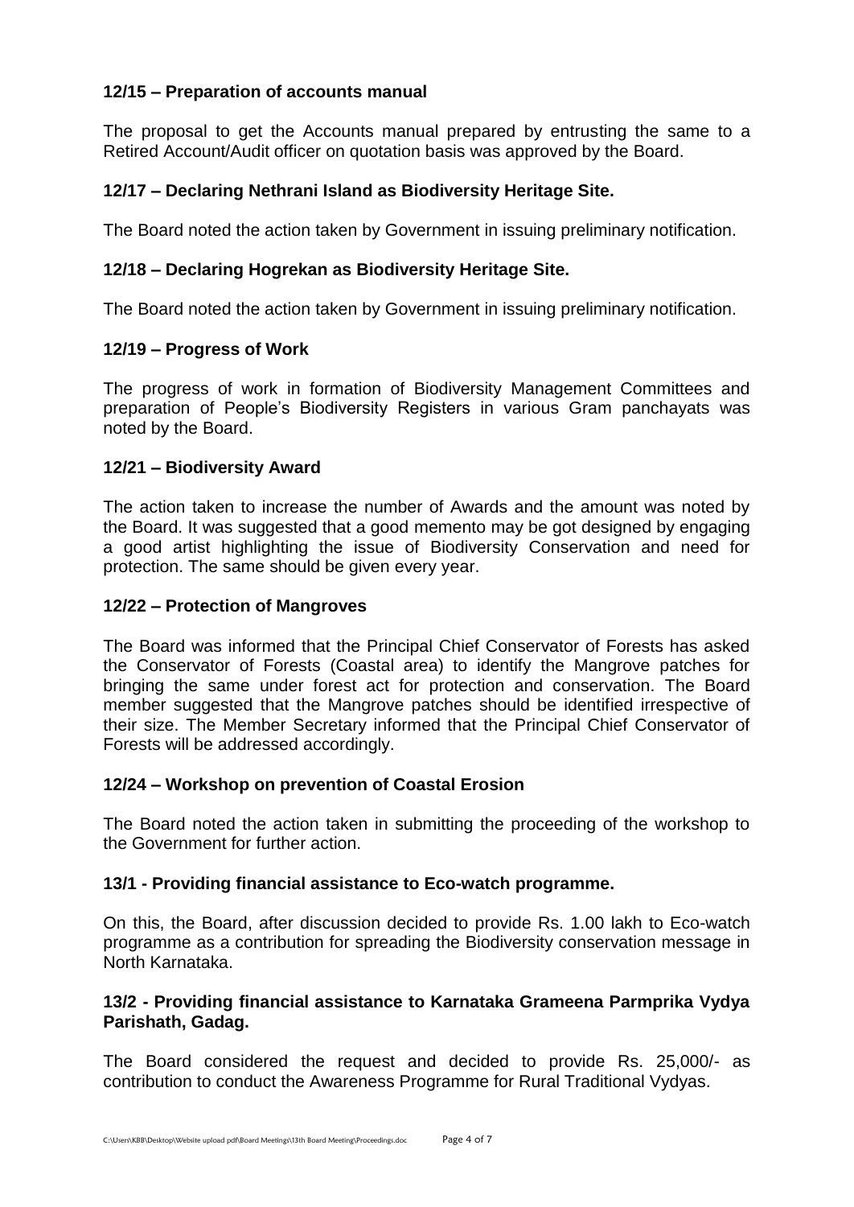**12/15 – Preparation of accounts manual**

The proposal to get the Accounts manual prepared by entrusting the same to a Retired Account/Audit officer on quotation basis was approved by the Board.

**12/17 – Declaring Nethrani Island as Biodiversity Heritage Site.**

The Board noted the action taken by Government in issuing preliminary notification.

**12/18 – Declaring Hogrekan as Biodiversity Heritage Site.**

The Board noted the action taken by Government in issuing preliminary notification.

**12/19 – Progress of Work**

The progress of work in formation of Biodiversity Management Committees and preparation of People's Biodiversity Registers in various Gram panchayats was noted by the Board.

**12/21 – Biodiversity Award**

The action taken to increase the number of Awards and the amount was noted by the Board. It was suggested that a good memento may be got designed by engaging a good artist highlighting the issue of Biodiversity Conservation and need for protection. The same should be given every year.

**12/22 – Protection of Mangroves**

The Board was informed that the Principal Chief Conservator of Forests has asked the Conservator of Forests (Coastal area) to identify the Mangrove patches for bringing the same under forest act for protection and conservation. The Board member suggested that the Mangrove patches should be identified irrespective of their size. The Member Secretary informed that the Principal Chief Conservator of Forests will be addressed accordingly.

**12/24 – Workshop on prevention of Coastal Erosion**

The Board noted the action taken in submitting the proceeding of the workshop to the Government for further action.

**13/1 - Providing financial assistance to Eco-watch programme.**

On this, the Board, after discussion decided to provide Rs. 1.00 lakh to Eco-watch programme as a contribution for spreading the Biodiversity conservation message in North Karnataka.

**13/2 - Providing financial assistance to Karnataka Grameena Parmprika Vydya Parishath, Gadag.**

The Board considered the request and decided to provide Rs. 25,000/- as contribution to conduct the Awareness Programme for Rural Traditional Vydyas.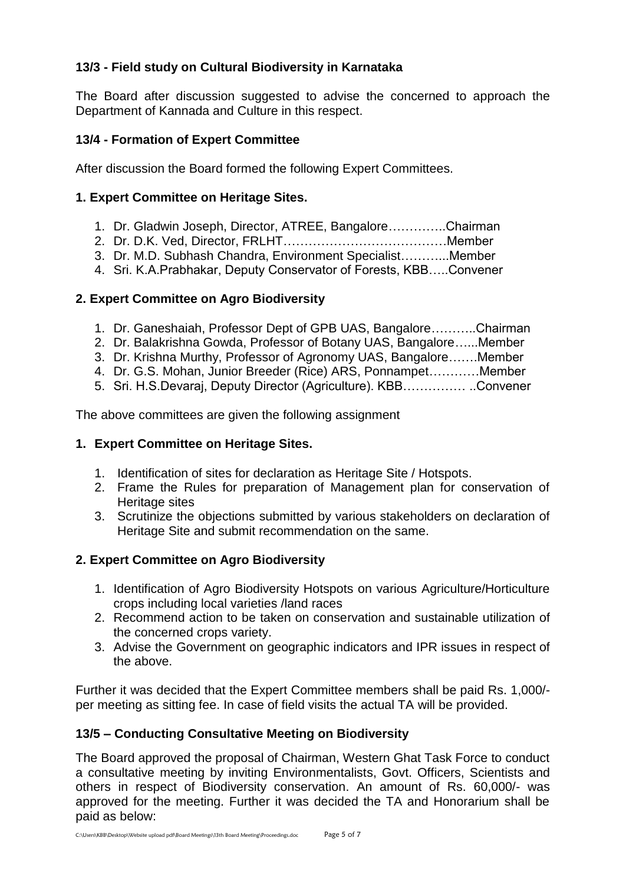### 13/3 - Field study on Cultural Biodiversity in Karnataka

The Board after discussion suggested to advise the concerned to approach the Department of Kannada and Culture in this respect.

### 13/4 - Formation of Expert Committee

After discussion the Board formed the following Expert Committees.

**1. Expert Committee on Heritage Sites.**

1. Dr. Gladwin Joseph, Director, ATREE, Bangalore…………..Chairman
2. Dr. D.K. Ved, Director, FRLHT…………………………………Member
3. Dr. M.D. Subhash Chandra, Environment Specialist………...Member
4. Sri. K.A.Prabhakar, Deputy Conservator of Forests, KBB…..Convener

**2. Expert Committee on Agro Biodiversity**

1. Dr. Ganeshaiah, Professor Dept of GPB UAS, Bangalore………..Chairman
2. Dr. Balakrishna Gowda, Professor of Botany UAS, Bangalore…...Member
3. Dr. Krishna Murthy, Professor of Agronomy UAS, Bangalore…….Member
4. Dr. G.S. Mohan, Junior Breeder (Rice) ARS, Ponnampet…………Member
5. Sri. H.S.Devaraj, Deputy Director (Agriculture). KBB…………… ..Convener

The above committees are given the following assignment

**1. Expert Committee on Heritage Sites.**

1. Identification of sites for declaration as Heritage Site / Hotspots.
2. Frame the Rules for preparation of Management plan for conservation of Heritage sites
3. Scrutinize the objections submitted by various stakeholders on declaration of Heritage Site and submit recommendation on the same.

**2. Expert Committee on Agro Biodiversity**

1. Identification of Agro Biodiversity Hotspots on various Agriculture/Horticulture crops including local varieties /land races
2. Recommend action to be taken on conservation and sustainable utilization of the concerned crops variety.
3. Advise the Government on geographic indicators and IPR issues in respect of the above.

Further it was decided that the Expert Committee members shall be paid Rs. 1,000/- per meeting as sitting fee. In case of field visits the actual TA will be provided.

### 13/5 – Conducting Consultative Meeting on Biodiversity

The Board approved the proposal of Chairman, Western Ghat Task Force to conduct a consultative meeting by inviting Environmentalists, Govt. Officers, Scientists and others in respect of Biodiversity conservation. An amount of Rs. 60,000/- was approved for the meeting. Further it was decided the TA and Honorarium shall be paid as below: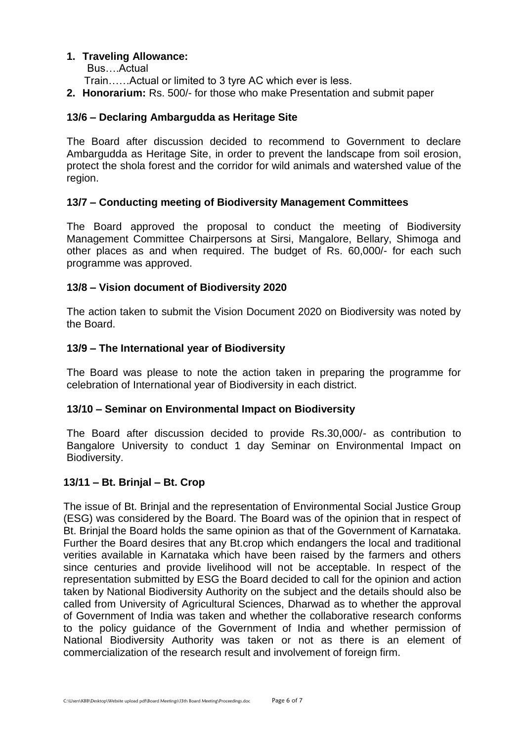1. **Traveling Allowance:**
   Bus….Actual
   Train……Actual or limited to 3 tyre AC which ever is less.
2. **Honorarium:** Rs. 500/- for those who make Presentation and submit paper

### 13/6 – Declaring Ambargudda as Heritage Site

The Board after discussion decided to recommend to Government to declare Ambargudda as Heritage Site, in order to prevent the landscape from soil erosion, protect the shola forest and the corridor for wild animals and watershed value of the region.

### 13/7 – Conducting meeting of Biodiversity Management Committees

The Board approved the proposal to conduct the meeting of Biodiversity Management Committee Chairpersons at Sirsi, Mangalore, Bellary, Shimoga and other places as and when required. The budget of Rs. 60,000/- for each such programme was approved.

### 13/8 – Vision document of Biodiversity 2020

The action taken to submit the Vision Document 2020 on Biodiversity was noted by the Board.

### 13/9 – The International year of Biodiversity

The Board was please to note the action taken in preparing the programme for celebration of International year of Biodiversity in each district.

### 13/10 – Seminar on Environmental Impact on Biodiversity

The Board after discussion decided to provide Rs.30,000/- as contribution to Bangalore University to conduct 1 day Seminar on Environmental Impact on Biodiversity.

### 13/11 – Bt. Brinjal – Bt. Crop

The issue of Bt. Brinjal and the representation of Environmental Social Justice Group (ESG) was considered by the Board. The Board was of the opinion that in respect of Bt. Brinjal the Board holds the same opinion as that of the Government of Karnataka. Further the Board desires that any Bt.crop which endangers the local and traditional verities available in Karnataka which have been raised by the farmers and others since centuries and provide livelihood will not be acceptable. In respect of the representation submitted by ESG the Board decided to call for the opinion and action taken by National Biodiversity Authority on the subject and the details should also be called from University of Agricultural Sciences, Dharwad as to whether the approval of Government of India was taken and whether the collaborative research conforms to the policy guidance of the Government of India and whether permission of National Biodiversity Authority was taken or not as there is an element of commercialization of the research result and involvement of foreign firm.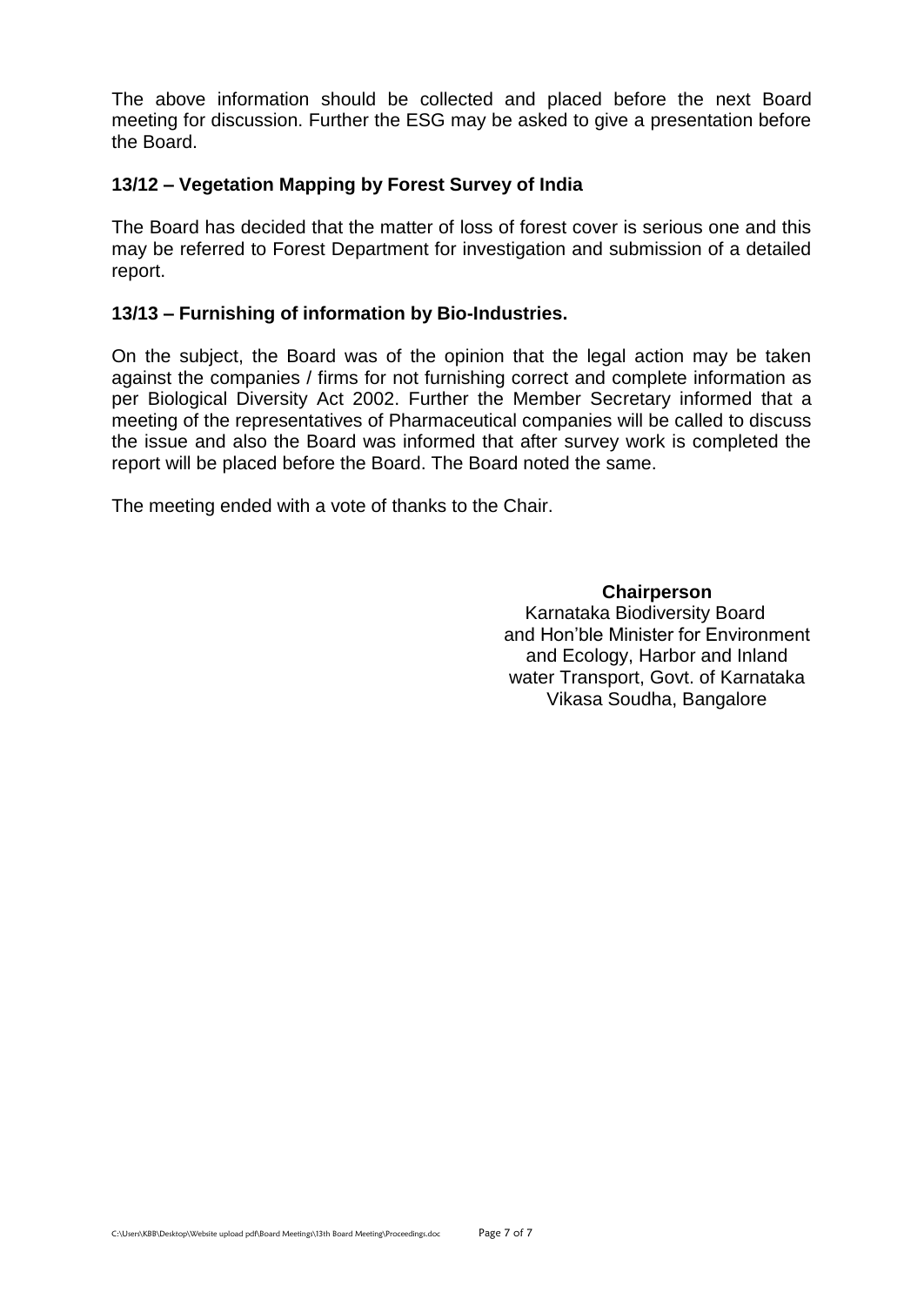The above information should be collected and placed before the next Board meeting for discussion. Further the ESG may be asked to give a presentation before the Board.

### 13/12 – Vegetation Mapping by Forest Survey of India

The Board has decided that the matter of loss of forest cover is serious one and this may be referred to Forest Department for investigation and submission of a detailed report.

### 13/13 – Furnishing of information by Bio-Industries.

On the subject, the Board was of the opinion that the legal action may be taken against the companies / firms for not furnishing correct and complete information as per Biological Diversity Act 2002. Further the Member Secretary informed that a meeting of the representatives of Pharmaceutical companies will be called to discuss the issue and also the Board was informed that after survey work is completed the report will be placed before the Board. The Board noted the same.

The meeting ended with a vote of thanks to the Chair.

**Chairperson**
Karnataka Biodiversity Board
and Hon'ble Minister for Environment
and Ecology, Harbor and Inland
water Transport, Govt. of Karnataka
Vikasa Soudha, Bangalore